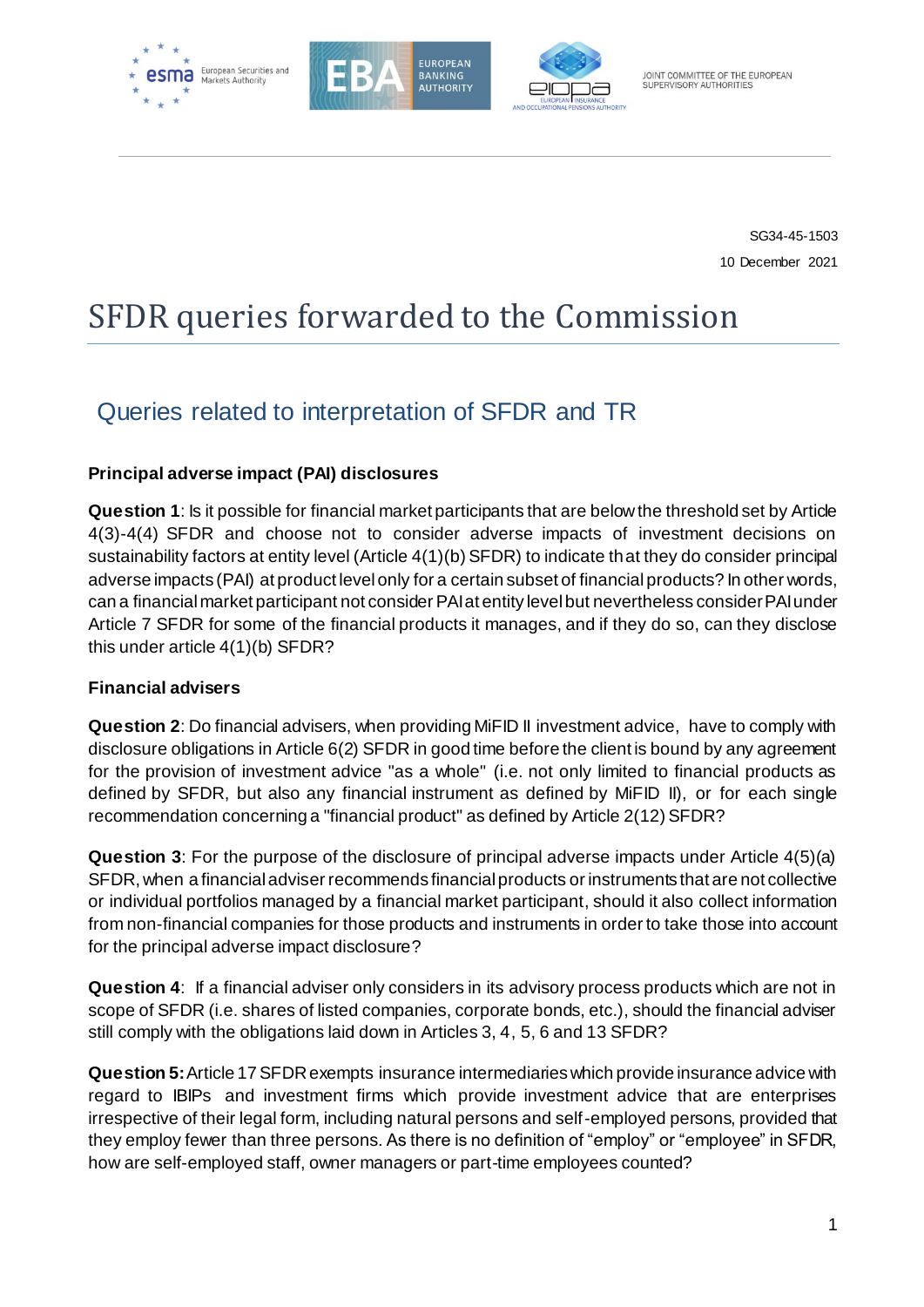JOINT COMMITTEE OF THE EUROPEAN SUPERVISORY AUTHORITIES

SG34-45-1503

10 December 2021

# SFDR queries forwarded to the Commission

## Queries related to interpretation of SFDR and TR

### Principal adverse impact (PAI) disclosures

**Question 1**: Is it possible for financial market participants that are below the threshold set by Article 4(3)-4(4) SFDR and choose not to consider adverse impacts of investment decisions on sustainability factors at entity level (Article 4(1)(b) SFDR) to indicate that they do consider principal adverse impacts (PAI) at product level only for a certain subset of financial products? In other words, can a financial market participant not consider PAI at entity level but nevertheless consider PAI under Article 7 SFDR for some of the financial products it manages, and if they do so, can they disclose this under article 4(1)(b) SFDR?

### Financial advisers

**Question 2**: Do financial advisers, when providing MiFID II investment advice, have to comply with disclosure obligations in Article 6(2) SFDR in good time before the client is bound by any agreement for the provision of investment advice "as a whole" (i.e. not only limited to financial products as defined by SFDR, but also any financial instrument as defined by MiFID II), or for each single recommendation concerning a "financial product" as defined by Article 2(12) SFDR?

**Question 3**: For the purpose of the disclosure of principal adverse impacts under Article 4(5)(a) SFDR, when a financial adviser recommends financial products or instruments that are not collective or individual portfolios managed by a financial market participant, should it also collect information from non-financial companies for those products and instruments in order to take those into account for the principal adverse impact disclosure?

**Question 4**: If a financial adviser only considers in its advisory process products which are not in scope of SFDR (i.e. shares of listed companies, corporate bonds, etc.), should the financial adviser still comply with the obligations laid down in Articles 3, 4, 5, 6 and 13 SFDR?

**Question 5:** Article 17 SFDR exempts insurance intermediaries which provide insurance advice with regard to IBIPs and investment firms which provide investment advice that are enterprises irrespective of their legal form, including natural persons and self-employed persons, provided that they employ fewer than three persons. As there is no definition of "employ" or "employee" in SFDR, how are self-employed staff, owner managers or part-time employees counted?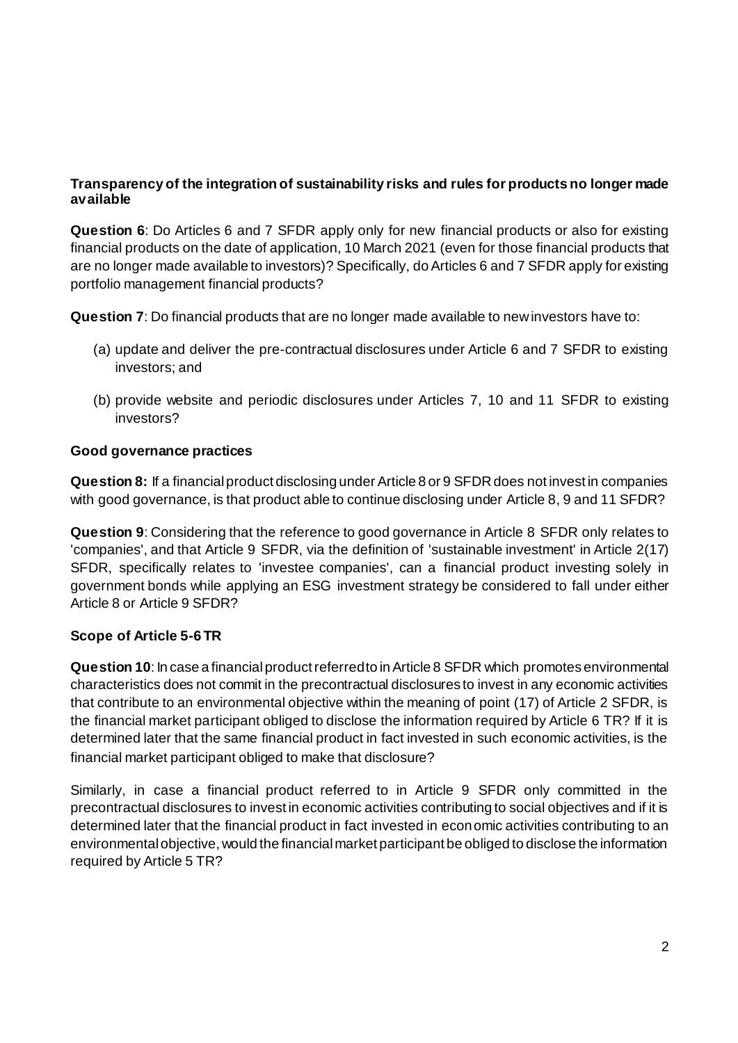**Transparency of the integration of sustainability risks and rules for products no longer made available**

**Question 6**: Do Articles 6 and 7 SFDR apply only for new financial products or also for existing financial products on the date of application, 10 March 2021 (even for those financial products that are no longer made available to investors)? Specifically, do Articles 6 and 7 SFDR apply for existing portfolio management financial products?

**Question 7**: Do financial products that are no longer made available to new investors have to:

(a) update and deliver the pre-contractual disclosures under Article 6 and 7 SFDR to existing investors; and

(b) provide website and periodic disclosures under Articles 7, 10 and 11 SFDR to existing investors?

**Good governance practices**

**Question 8:** If a financial product disclosing under Article 8 or 9 SFDR does not invest in companies with good governance, is that product able to continue disclosing under Article 8, 9 and 11 SFDR?

**Question 9**: Considering that the reference to good governance in Article 8 SFDR only relates to 'companies', and that Article 9 SFDR, via the definition of 'sustainable investment' in Article 2(17) SFDR, specifically relates to 'investee companies', can a financial product investing solely in government bonds while applying an ESG investment strategy be considered to fall under either Article 8 or Article 9 SFDR?

**Scope of Article 5-6 TR**

**Question 10**: In case a financial product referred to in Article 8 SFDR which promotes environmental characteristics does not commit in the precontractual disclosures to invest in any economic activities that contribute to an environmental objective within the meaning of point (17) of Article 2 SFDR, is the financial market participant obliged to disclose the information required by Article 6 TR? If it is determined later that the same financial product in fact invested in such economic activities, is the financial market participant obliged to make that disclosure?

Similarly, in case a financial product referred to in Article 9 SFDR only committed in the precontractual disclosures to invest in economic activities contributing to social objectives and if it is determined later that the financial product in fact invested in economic activities contributing to an environmental objective, would the financial market participant be obliged to disclose the information required by Article 5 TR?